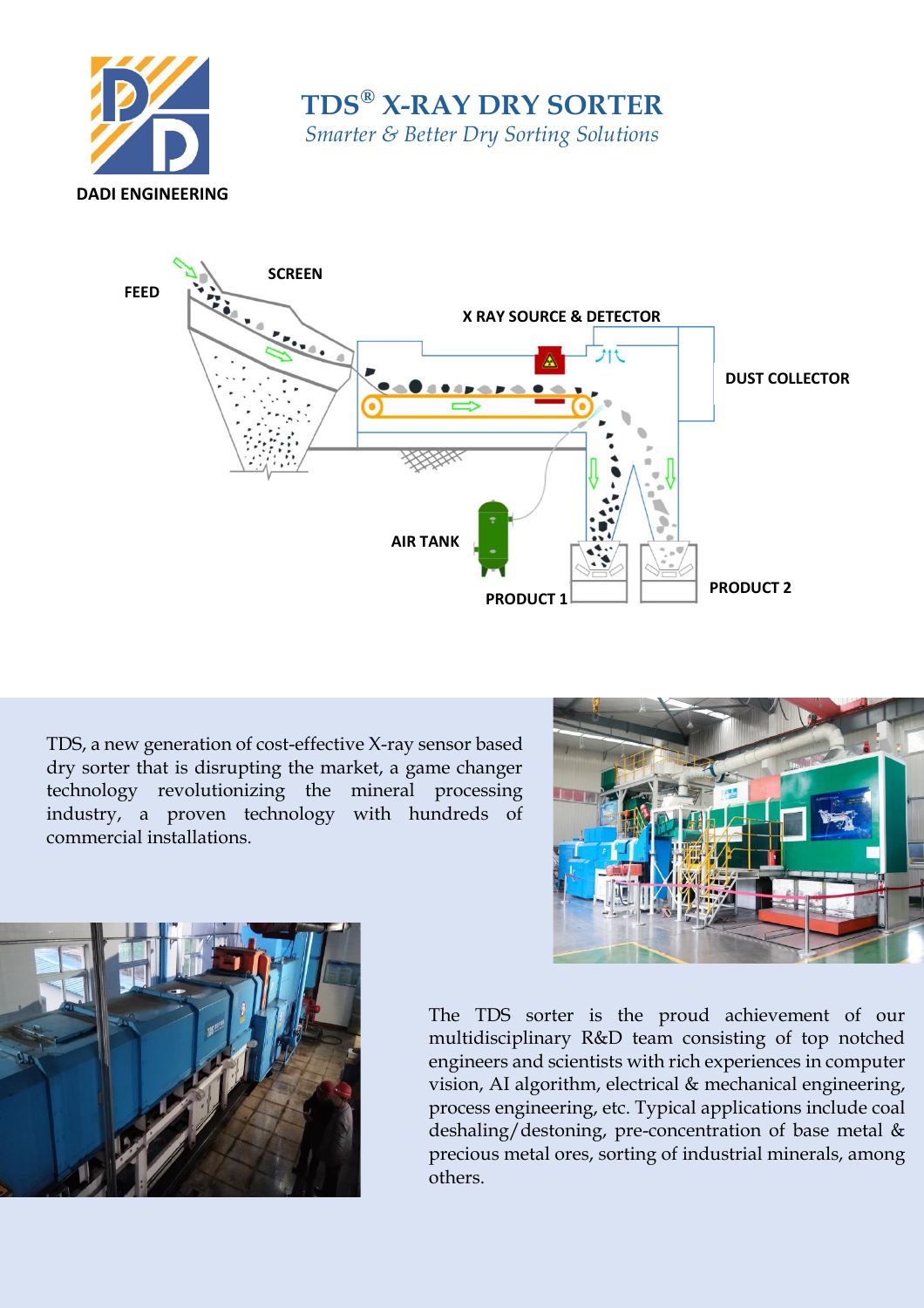DADI ENGINEERING

# TDS® X-RAY DRY SORTER

*Smarter & Better Dry Sorting Solutions*

FEED

SCREEN

X RAY SOURCE & DETECTOR

DUST COLLECTOR

AIR TANK

PRODUCT 1

PRODUCT 2

TDS, a new generation of cost-effective X-ray sensor based dry sorter that is disrupting the market, a game changer technology revolutionizing the mineral processing industry, a proven technology with hundreds of commercial installations.

The TDS sorter is the proud achievement of our multidisciplinary R&D team consisting of top notched engineers and scientists with rich experiences in computer vision, AI algorithm, electrical & mechanical engineering, process engineering, etc. Typical applications include coal deshaling/destoning, pre-concentration of base metal & precious metal ores, sorting of industrial minerals, among others.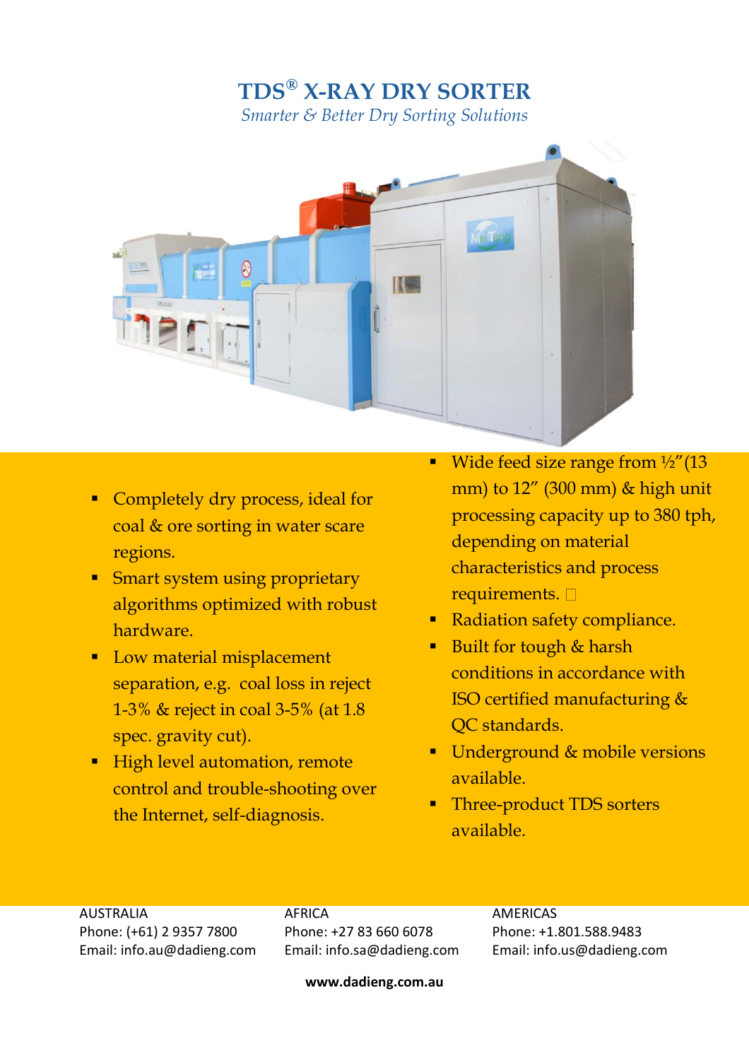# TDS® X-RAY DRY SORTER

*Smarter & Better Dry Sorting Solutions*

- Completely dry process, ideal for coal & ore sorting in water scare regions.
- Smart system using proprietary algorithms optimized with robust hardware.
- Low material misplacement separation, e.g. coal loss in reject 1-3% & reject in coal 3-5% (at 1.8 spec. gravity cut).
- High level automation, remote control and trouble-shooting over the Internet, self-diagnosis.
- Wide feed size range from ½"(13 mm) to 12" (300 mm) & high unit processing capacity up to 380 tph, depending on material characteristics and process requirements.
- Radiation safety compliance.
- Built for tough & harsh conditions in accordance with ISO certified manufacturing & QC standards.
- Underground & mobile versions available.
- Three-product TDS sorters available.

AUSTRALIA
Phone: (+61) 2 9357 7800
Email: info.au@dadieng.com

AFRICA
Phone: +27 83 660 6078
Email: info.sa@dadieng.com

AMERICAS
Phone: +1.801.588.9483
Email: info.us@dadieng.com

**www.dadieng.com.au**